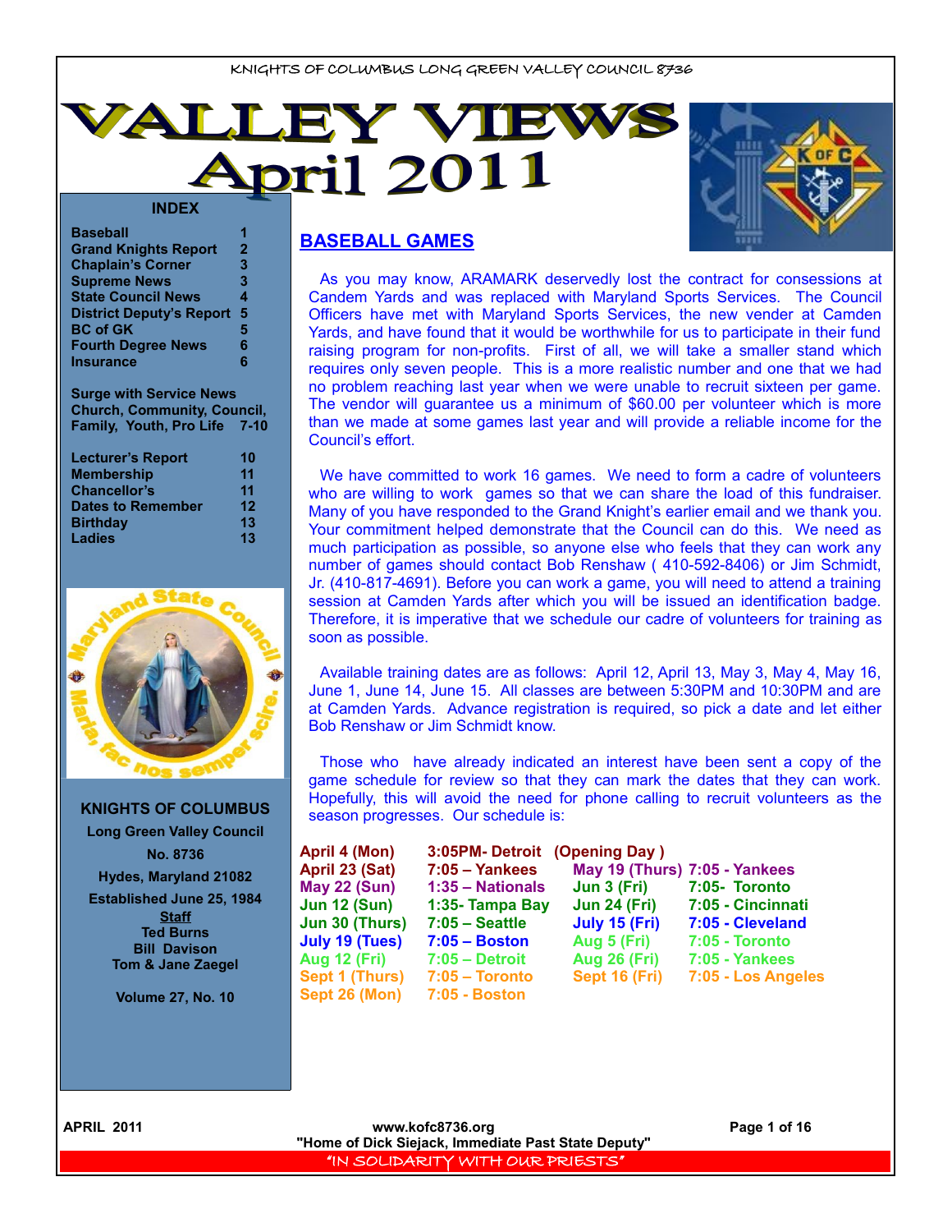KNIGHTS OF COLUMBUS LONG GREEN VALLEY COUNCIL 8736

# VALLEY VIEWS April 2011

## INDEX

| | |
|---|---|
| Baseball | 1 |
| Grand Knights Report | 2 |
| Chaplain's Corner | 3 |
| Supreme News | 3 |
| State Council News | 4 |
| District Deputy's Report | 5 |
| BC of GK | 5 |
| Fourth Degree News | 6 |
| Insurance | 6 |
| Surge with Service News Church, Community, Council, Family, Youth, Pro Life | 7-10 |
| Lecturer's Report | 10 |
| Membership | 11 |
| Chancellor's | 11 |
| Dates to Remember | 12 |
| Birthday | 13 |
| Ladies | 13 |

**KNIGHTS OF COLUMBUS**

**Long Green Valley Council**

**No. 8736**

**Hydes, Maryland 21082**

**Established June 25, 1984**

**Staff**
**Ted Burns**
**Bill Davison**
**Tom & Jane Zaegel**

**Volume 27, No. 10**

## BASEBALL GAMES

As you may know, ARAMARK deservedly lost the contract for consessions at Candem Yards and was replaced with Maryland Sports Services. The Council Officers have met with Maryland Sports Services, the new vender at Camden Yards, and have found that it would be worthwhile for us to participate in their fund raising program for non-profits. First of all, we will take a smaller stand which requires only seven people. This is a more realistic number and one that we had no problem reaching last year when we were unable to recruit sixteen per game. The vendor will guarantee us a minimum of $60.00 per volunteer which is more than we made at some games last year and will provide a reliable income for the Council's effort.

We have committed to work 16 games. We need to form a cadre of volunteers who are willing to work games so that we can share the load of this fundraiser. Many of you have responded to the Grand Knight's earlier email and we thank you. Your commitment helped demonstrate that the Council can do this. We need as much participation as possible, so anyone else who feels that they can work any number of games should contact Bob Renshaw ( 410-592-8406) or Jim Schmidt, Jr. (410-817-4691). Before you can work a game, you will need to attend a training session at Camden Yards after which you will be issued an identification badge. Therefore, it is imperative that we schedule our cadre of volunteers for training as soon as possible.

Available training dates are as follows: April 12, April 13, May 3, May 4, May 16, June 1, June 14, June 15. All classes are between 5:30PM and 10:30PM and are at Camden Yards. Advance registration is required, so pick a date and let either Bob Renshaw or Jim Schmidt know.

Those who have already indicated an interest have been sent a copy of the game schedule for review so that they can mark the dates that they can work. Hopefully, this will avoid the need for phone calling to recruit volunteers as the season progresses. Our schedule is:

| | | | |
|---|---|---|---|
| April 4 (Mon) | 3:05PM- Detroit (Opening Day ) | | |
| April 23 (Sat) | 7:05 – Yankees | May 19 (Thurs) | 7:05 - Yankees |
| May 22 (Sun) | 1:35 – Nationals | Jun 3 (Fri) | 7:05- Toronto |
| Jun 12 (Sun) | 1:35- Tampa Bay | Jun 24 (Fri) | 7:05 - Cincinnati |
| Jun 30 (Thurs) | 7:05 – Seattle | July 15 (Fri) | 7:05 - Cleveland |
| July 19 (Tues) | 7:05 – Boston | Aug 5 (Fri) | 7:05 - Toronto |
| Aug 12 (Fri) | 7:05 – Detroit | Aug 26 (Fri) | 7:05 - Yankees |
| Sept 1 (Thurs) | 7:05 – Toronto | Sept 16 (Fri) | 7:05 - Los Angeles |
| Sept 26 (Mon) | 7:05 - Boston | | |

www.kofc8736.org

"Home of Dick Siejack, Immediate Past State Deputy"

"IN SOLIDARITY WITH OUR PRIESTS"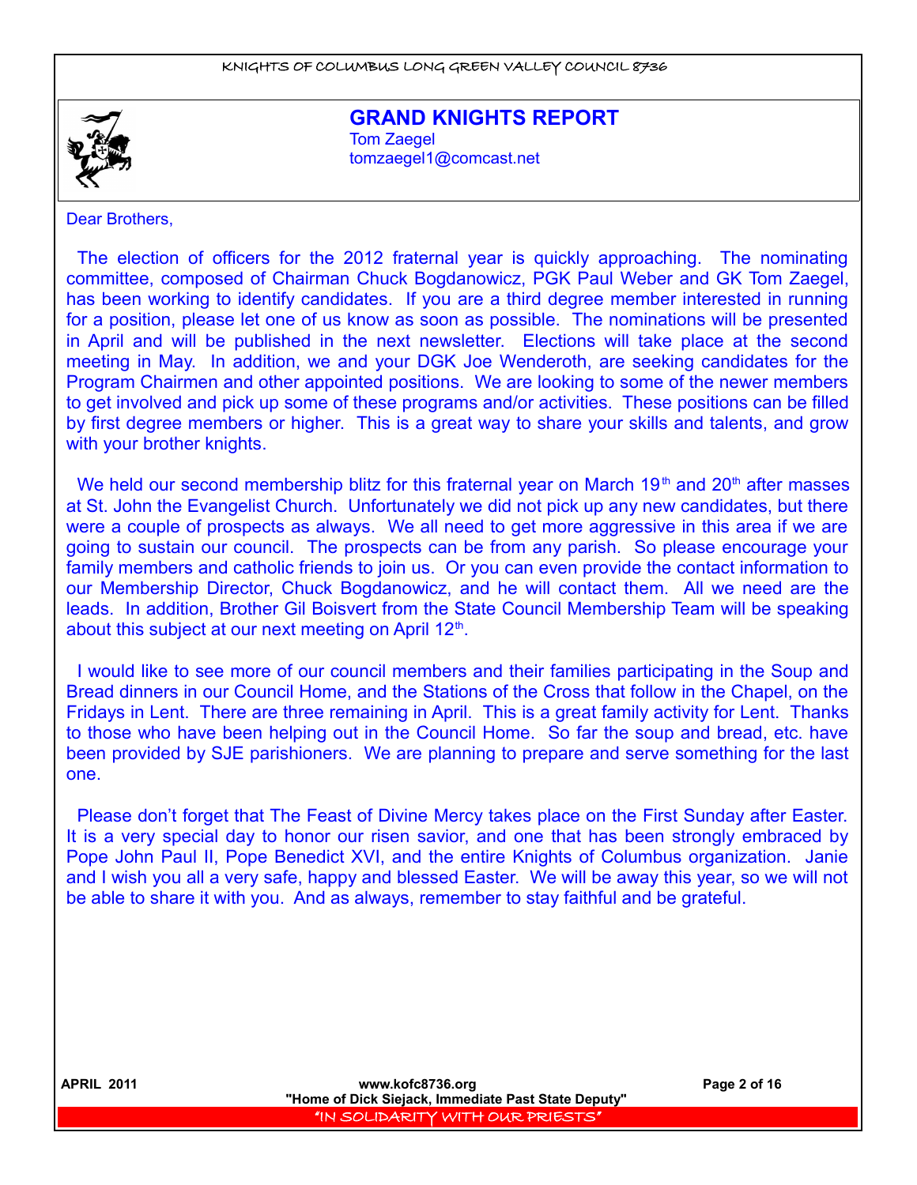# GRAND KNIGHTS REPORT

Tom Zaegel
tomzaegel1@comcast.net

Dear Brothers,

The election of officers for the 2012 fraternal year is quickly approaching. The nominating committee, composed of Chairman Chuck Bogdanowicz, PGK Paul Weber and GK Tom Zaegel, has been working to identify candidates. If you are a third degree member interested in running for a position, please let one of us know as soon as possible. The nominations will be presented in April and will be published in the next newsletter. Elections will take place at the second meeting in May. In addition, we and your DGK Joe Wenderoth, are seeking candidates for the Program Chairmen and other appointed positions. We are looking to some of the newer members to get involved and pick up some of these programs and/or activities. These positions can be filled by first degree members or higher. This is a great way to share your skills and talents, and grow with your brother knights.

We held our second membership blitz for this fraternal year on March 19th and 20th after masses at St. John the Evangelist Church. Unfortunately we did not pick up any new candidates, but there were a couple of prospects as always. We all need to get more aggressive in this area if we are going to sustain our council. The prospects can be from any parish. So please encourage your family members and catholic friends to join us. Or you can even provide the contact information to our Membership Director, Chuck Bogdanowicz, and he will contact them. All we need are the leads. In addition, Brother Gil Boisvert from the State Council Membership Team will be speaking about this subject at our next meeting on April 12th.

I would like to see more of our council members and their families participating in the Soup and Bread dinners in our Council Home, and the Stations of the Cross that follow in the Chapel, on the Fridays in Lent. There are three remaining in April. This is a great family activity for Lent. Thanks to those who have been helping out in the Council Home. So far the soup and bread, etc. have been provided by SJE parishioners. We are planning to prepare and serve something for the last one.

Please don't forget that The Feast of Divine Mercy takes place on the First Sunday after Easter. It is a very special day to honor our risen savior, and one that has been strongly embraced by Pope John Paul II, Pope Benedict XVI, and the entire Knights of Columbus organization. Janie and I wish you all a very safe, happy and blessed Easter. We will be away this year, so we will not be able to share it with you. And as always, remember to stay faithful and be grateful.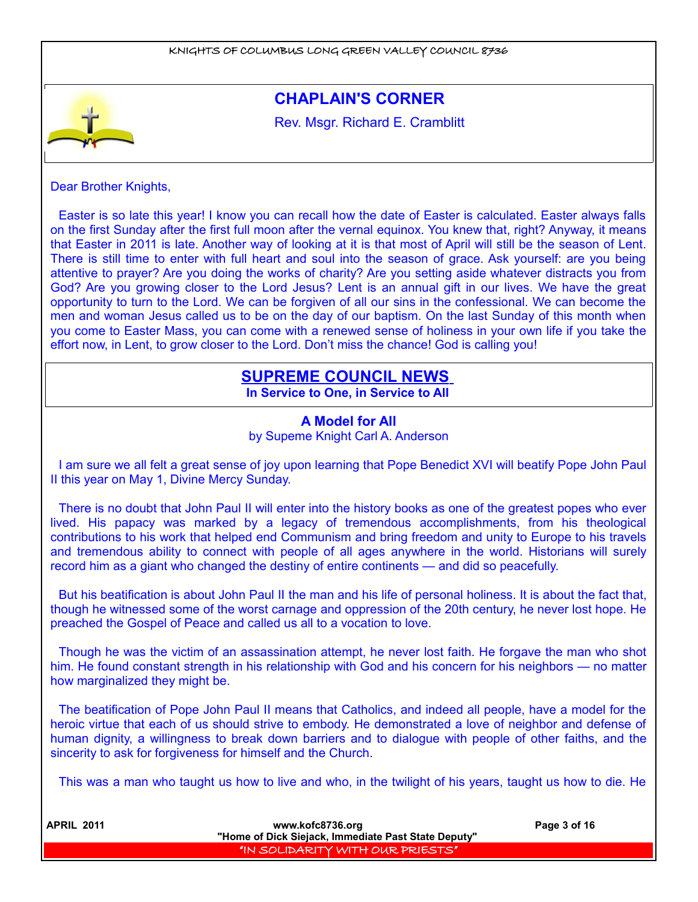## CHAPLAIN'S CORNER

Rev. Msgr. Richard E. Cramblitt

Dear Brother Knights,

Easter is so late this year! I know you can recall how the date of Easter is calculated. Easter always falls on the first Sunday after the first full moon after the vernal equinox. You knew that, right? Anyway, it means that Easter in 2011 is late. Another way of looking at it is that most of April will still be the season of Lent. There is still time to enter with full heart and soul into the season of grace. Ask yourself: are you being attentive to prayer? Are you doing the works of charity? Are you setting aside whatever distracts you from God? Are you growing closer to the Lord Jesus? Lent is an annual gift in our lives. We have the great opportunity to turn to the Lord. We can be forgiven of all our sins in the confessional. We can become the men and woman Jesus called us to be on the day of our baptism. On the last Sunday of this month when you come to Easter Mass, you can come with a renewed sense of holiness in your own life if you take the effort now, in Lent, to grow closer to the Lord. Don't miss the chance! God is calling you!

## SUPREME COUNCIL NEWS

**In Service to One, in Service to All**

### A Model for All

by Supeme Knight Carl A. Anderson

I am sure we all felt a great sense of joy upon learning that Pope Benedict XVI will beatify Pope John Paul II this year on May 1, Divine Mercy Sunday.

There is no doubt that John Paul II will enter into the history books as one of the greatest popes who ever lived. His papacy was marked by a legacy of tremendous accomplishments, from his theological contributions to his work that helped end Communism and bring freedom and unity to Europe to his travels and tremendous ability to connect with people of all ages anywhere in the world. Historians will surely record him as a giant who changed the destiny of entire continents — and did so peacefully.

But his beatification is about John Paul II the man and his life of personal holiness. It is about the fact that, though he witnessed some of the worst carnage and oppression of the 20th century, he never lost hope. He preached the Gospel of Peace and called us all to a vocation to love.

Though he was the victim of an assassination attempt, he never lost faith. He forgave the man who shot him. He found constant strength in his relationship with God and his concern for his neighbors — no matter how marginalized they might be.

The beatification of Pope John Paul II means that Catholics, and indeed all people, have a model for the heroic virtue that each of us should strive to embody. He demonstrated a love of neighbor and defense of human dignity, a willingness to break down barriers and to dialogue with people of other faiths, and the sincerity to ask for forgiveness for himself and the Church.

This was a man who taught us how to live and who, in the twilight of his years, taught us how to die. He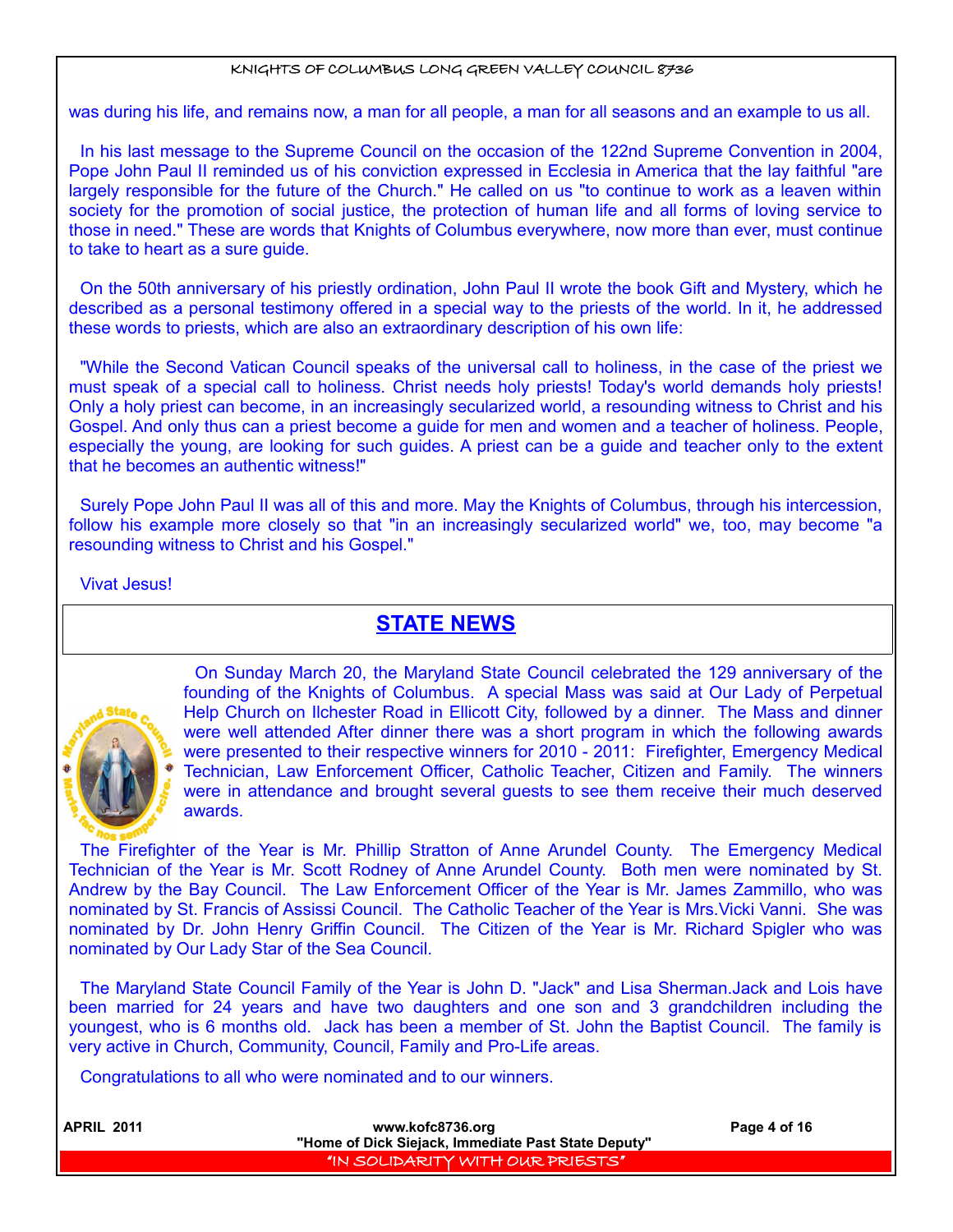was during his life, and remains now, a man for all people, a man for all seasons and an example to us all.

In his last message to the Supreme Council on the occasion of the 122nd Supreme Convention in 2004, Pope John Paul II reminded us of his conviction expressed in Ecclesia in America that the lay faithful "are largely responsible for the future of the Church." He called on us "to continue to work as a leaven within society for the promotion of social justice, the protection of human life and all forms of loving service to those in need." These are words that Knights of Columbus everywhere, now more than ever, must continue to take to heart as a sure guide.

On the 50th anniversary of his priestly ordination, John Paul II wrote the book Gift and Mystery, which he described as a personal testimony offered in a special way to the priests of the world. In it, he addressed these words to priests, which are also an extraordinary description of his own life:

"While the Second Vatican Council speaks of the universal call to holiness, in the case of the priest we must speak of a special call to holiness. Christ needs holy priests! Today's world demands holy priests! Only a holy priest can become, in an increasingly secularized world, a resounding witness to Christ and his Gospel. And only thus can a priest become a guide for men and women and a teacher of holiness. People, especially the young, are looking for such guides. A priest can be a guide and teacher only to the extent that he becomes an authentic witness!"

Surely Pope John Paul II was all of this and more. May the Knights of Columbus, through his intercession, follow his example more closely so that "in an increasingly secularized world" we, too, may become "a resounding witness to Christ and his Gospel."

Vivat Jesus!

## STATE NEWS

On Sunday March 20, the Maryland State Council celebrated the 129 anniversary of the founding of the Knights of Columbus. A special Mass was said at Our Lady of Perpetual Help Church on Ilchester Road in Ellicott City, followed by a dinner. The Mass and dinner were well attended After dinner there was a short program in which the following awards were presented to their respective winners for 2010 - 2011: Firefighter, Emergency Medical Technician, Law Enforcement Officer, Catholic Teacher, Citizen and Family. The winners were in attendance and brought several guests to see them receive their much deserved awards.

The Firefighter of the Year is Mr. Phillip Stratton of Anne Arundel County. The Emergency Medical Technician of the Year is Mr. Scott Rodney of Anne Arundel County. Both men were nominated by St. Andrew by the Bay Council. The Law Enforcement Officer of the Year is Mr. James Zammillo, who was nominated by St. Francis of Assissi Council. The Catholic Teacher of the Year is Mrs.Vicki Vanni. She was nominated by Dr. John Henry Griffin Council. The Citizen of the Year is Mr. Richard Spigler who was nominated by Our Lady Star of the Sea Council.

The Maryland State Council Family of the Year is John D. "Jack" and Lisa Sherman.Jack and Lois have been married for 24 years and have two daughters and one son and 3 grandchildren including the youngest, who is 6 months old. Jack has been a member of St. John the Baptist Council. The family is very active in Church, Community, Council, Family and Pro-Life areas.

Congratulations to all who were nominated and to our winners.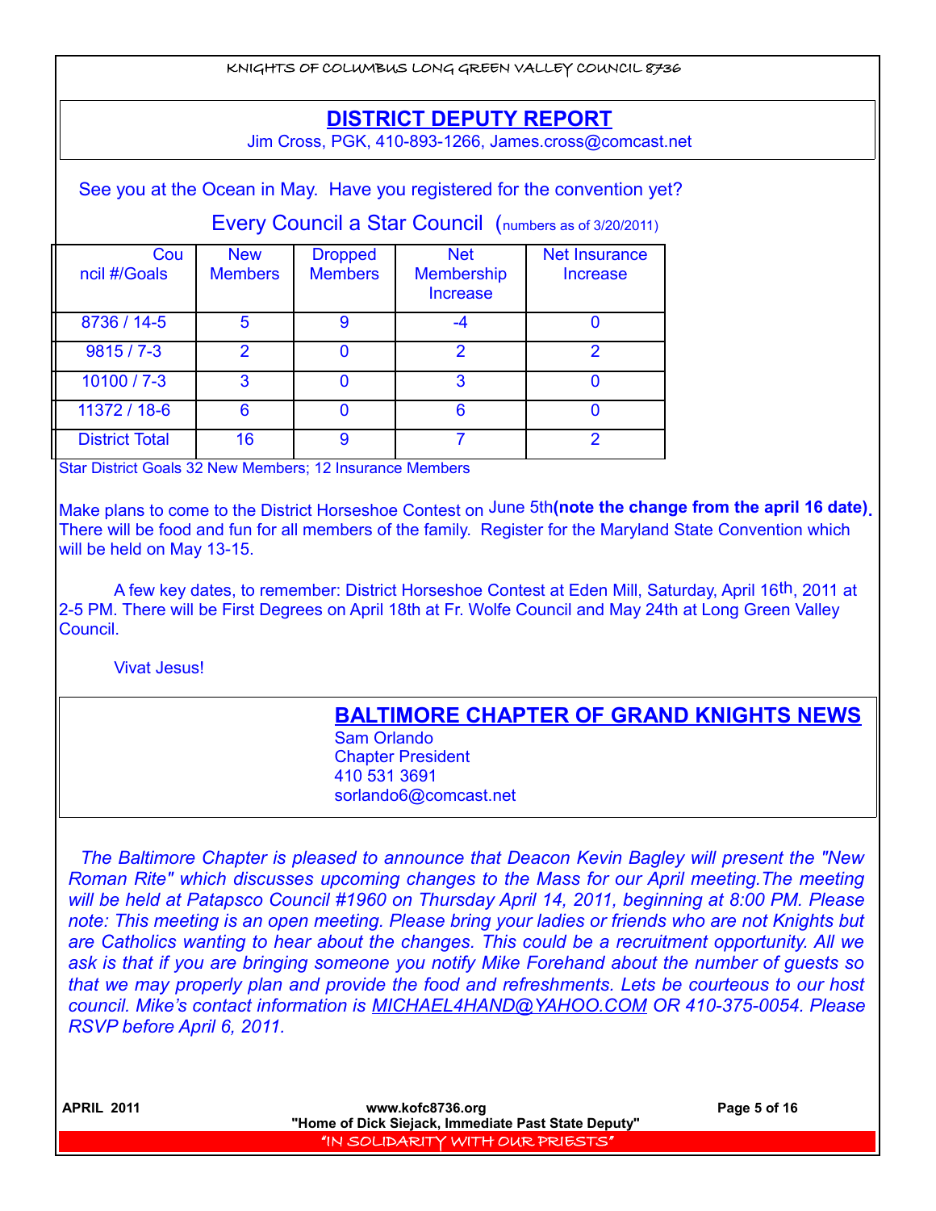## DISTRICT DEPUTY REPORT

Jim Cross, PGK, 410-893-1266, James.cross@comcast.net

See you at the Ocean in May. Have you registered for the convention yet?

### Every Council a Star Council (numbers as of 3/20/2011)

| Council #/Goals | New Members | Dropped Members | Net Membership Increase | Net Insurance Increase |
|---|---|---|---|---|
| 8736 / 14-5 | 5 | 9 | -4 | 0 |
| 9815 / 7-3 | 2 | 0 | 2 | 2 |
| 10100 / 7-3 | 3 | 0 | 3 | 0 |
| 11372 / 18-6 | 6 | 0 | 6 | 0 |
| District Total | 16 | 9 | 7 | 2 |

Star District Goals 32 New Members; 12 Insurance Members

Make plans to come to the District Horseshoe Contest on June 5th **(note the change from the april 16 date)**. There will be food and fun for all members of the family. Register for the Maryland State Convention which will be held on May 13-15.

A few key dates, to remember: District Horseshoe Contest at Eden Mill, Saturday, April 16th, 2011 at 2-5 PM. There will be First Degrees on April 18th at Fr. Wolfe Council and May 24th at Long Green Valley Council.

Vivat Jesus!

## BALTIMORE CHAPTER OF GRAND KNIGHTS NEWS

Sam Orlando
Chapter President
410 531 3691
sorlando6@comcast.net

*The Baltimore Chapter is pleased to announce that Deacon Kevin Bagley will present the "New Roman Rite" which discusses upcoming changes to the Mass for our April meeting.The meeting will be held at Patapsco Council #1960 on Thursday April 14, 2011, beginning at 8:00 PM. Please note: This meeting is an open meeting. Please bring your ladies or friends who are not Knights but are Catholics wanting to hear about the changes. This could be a recruitment opportunity. All we ask is that if you are bringing someone you notify Mike Forehand about the number of guests so that we may properly plan and provide the food and refreshments. Lets be courteous to our host council. Mike's contact information is MICHAEL4HAND@YAHOO.COM OR 410-375-0054. Please RSVP before April 6, 2011.*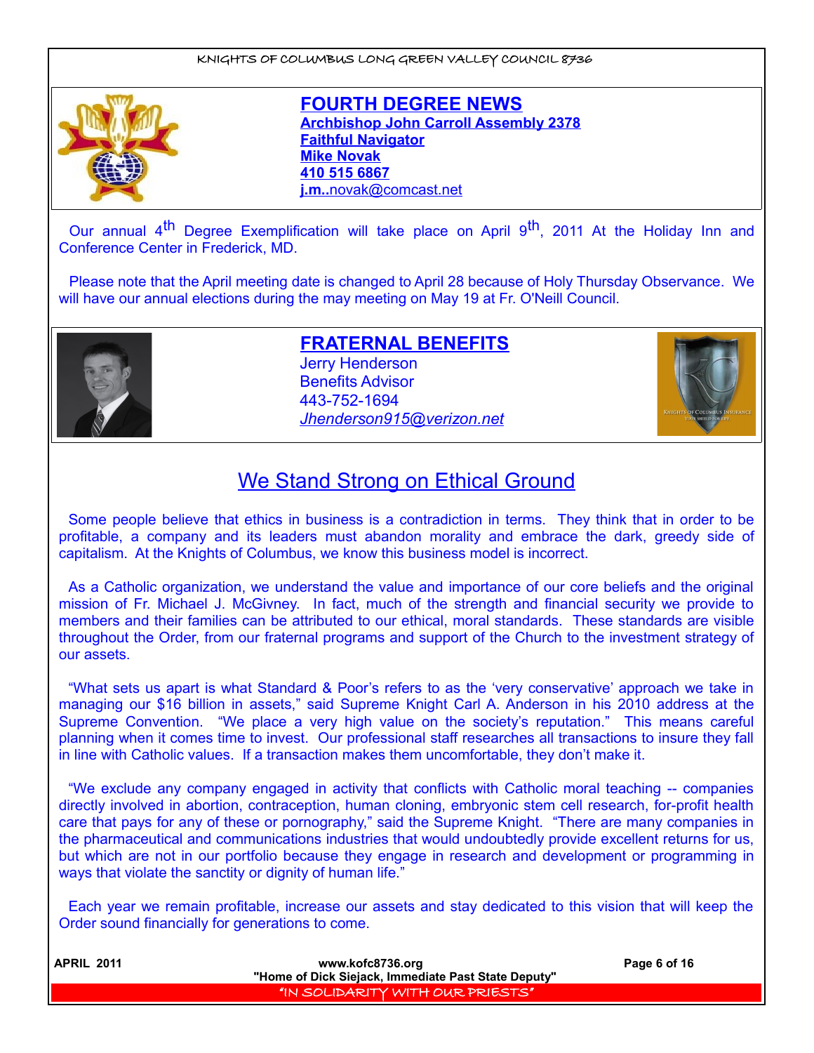## FOURTH DEGREE NEWS

**Archbishop John Carroll Assembly 2378**
**Faithful Navigator**
**Mike Novak**
**410 515 6867**
**j.m..**novak@comcast.net

Our annual 4th Degree Exemplification will take place on April 9th, 2011 At the Holiday Inn and Conference Center in Frederick, MD.

Please note that the April meeting date is changed to April 28 because of Holy Thursday Observance. We will have our annual elections during the may meeting on May 19 at Fr. O'Neill Council.

## FRATERNAL BENEFITS

Jerry Henderson
Benefits Advisor
443-752-1694
*Jhenderson915@verizon.net*

## We Stand Strong on Ethical Ground

Some people believe that ethics in business is a contradiction in terms. They think that in order to be profitable, a company and its leaders must abandon morality and embrace the dark, greedy side of capitalism. At the Knights of Columbus, we know this business model is incorrect.

As a Catholic organization, we understand the value and importance of our core beliefs and the original mission of Fr. Michael J. McGivney. In fact, much of the strength and financial security we provide to members and their families can be attributed to our ethical, moral standards. These standards are visible throughout the Order, from our fraternal programs and support of the Church to the investment strategy of our assets.

"What sets us apart is what Standard & Poor's refers to as the 'very conservative' approach we take in managing our $16 billion in assets," said Supreme Knight Carl A. Anderson in his 2010 address at the Supreme Convention. "We place a very high value on the society's reputation." This means careful planning when it comes time to invest. Our professional staff researches all transactions to insure they fall in line with Catholic values. If a transaction makes them uncomfortable, they don't make it.

"We exclude any company engaged in activity that conflicts with Catholic moral teaching -- companies directly involved in abortion, contraception, human cloning, embryonic stem cell research, for-profit health care that pays for any of these or pornography," said the Supreme Knight. "There are many companies in the pharmaceutical and communications industries that would undoubtedly provide excellent returns for us, but which are not in our portfolio because they engage in research and development or programming in ways that violate the sanctity or dignity of human life."

Each year we remain profitable, increase our assets and stay dedicated to this vision that will keep the Order sound financially for generations to come.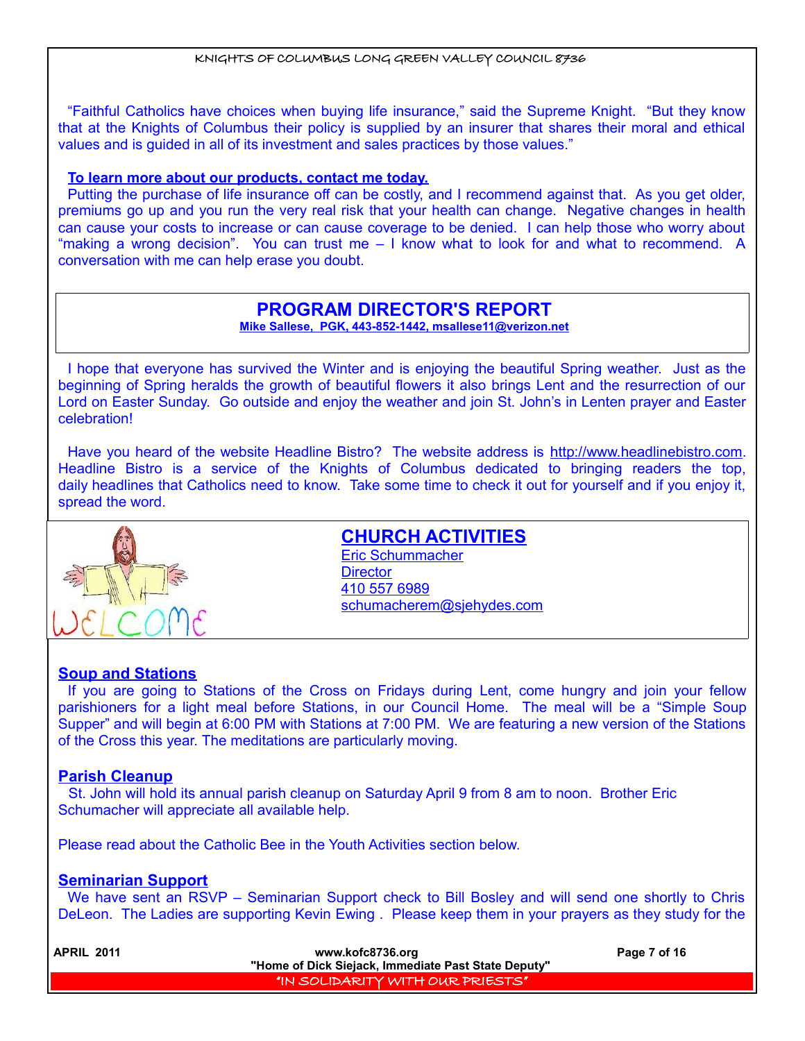"Faithful Catholics have choices when buying life insurance," said the Supreme Knight. "But they know that at the Knights of Columbus their policy is supplied by an insurer that shares their moral and ethical values and is guided in all of its investment and sales practices by those values."

**To learn more about our products, contact me today.**

Putting the purchase of life insurance off can be costly, and I recommend against that. As you get older, premiums go up and you run the very real risk that your health can change. Negative changes in health can cause your costs to increase or can cause coverage to be denied. I can help those who worry about "making a wrong decision". You can trust me – I know what to look for and what to recommend. A conversation with me can help erase you doubt.

## PROGRAM DIRECTOR'S REPORT

**Mike Sallese, PGK, 443-852-1442, msallese11@verizon.net**

I hope that everyone has survived the Winter and is enjoying the beautiful Spring weather. Just as the beginning of Spring heralds the growth of beautiful flowers it also brings Lent and the resurrection of our Lord on Easter Sunday. Go outside and enjoy the weather and join St. John's in Lenten prayer and Easter celebration!

Have you heard of the website Headline Bistro? The website address is http://www.headlinebistro.com. Headline Bistro is a service of the Knights of Columbus dedicated to bringing readers the top, daily headlines that Catholics need to know. Take some time to check it out for yourself and if you enjoy it, spread the word.

## CHURCH ACTIVITIES

Eric Schummacher
Director
410 557 6989
schumacherem@sjehydes.com

### Soup and Stations

If you are going to Stations of the Cross on Fridays during Lent, come hungry and join your fellow parishioners for a light meal before Stations, in our Council Home. The meal will be a "Simple Soup Supper" and will begin at 6:00 PM with Stations at 7:00 PM. We are featuring a new version of the Stations of the Cross this year. The meditations are particularly moving.

### Parish Cleanup

St. John will hold its annual parish cleanup on Saturday April 9 from 8 am to noon. Brother Eric Schumacher will appreciate all available help.

Please read about the Catholic Bee in the Youth Activities section below.

### Seminarian Support

We have sent an RSVP – Seminarian Support check to Bill Bosley and will send one shortly to Chris DeLeon. The Ladies are supporting Kevin Ewing . Please keep them in your prayers as they study for the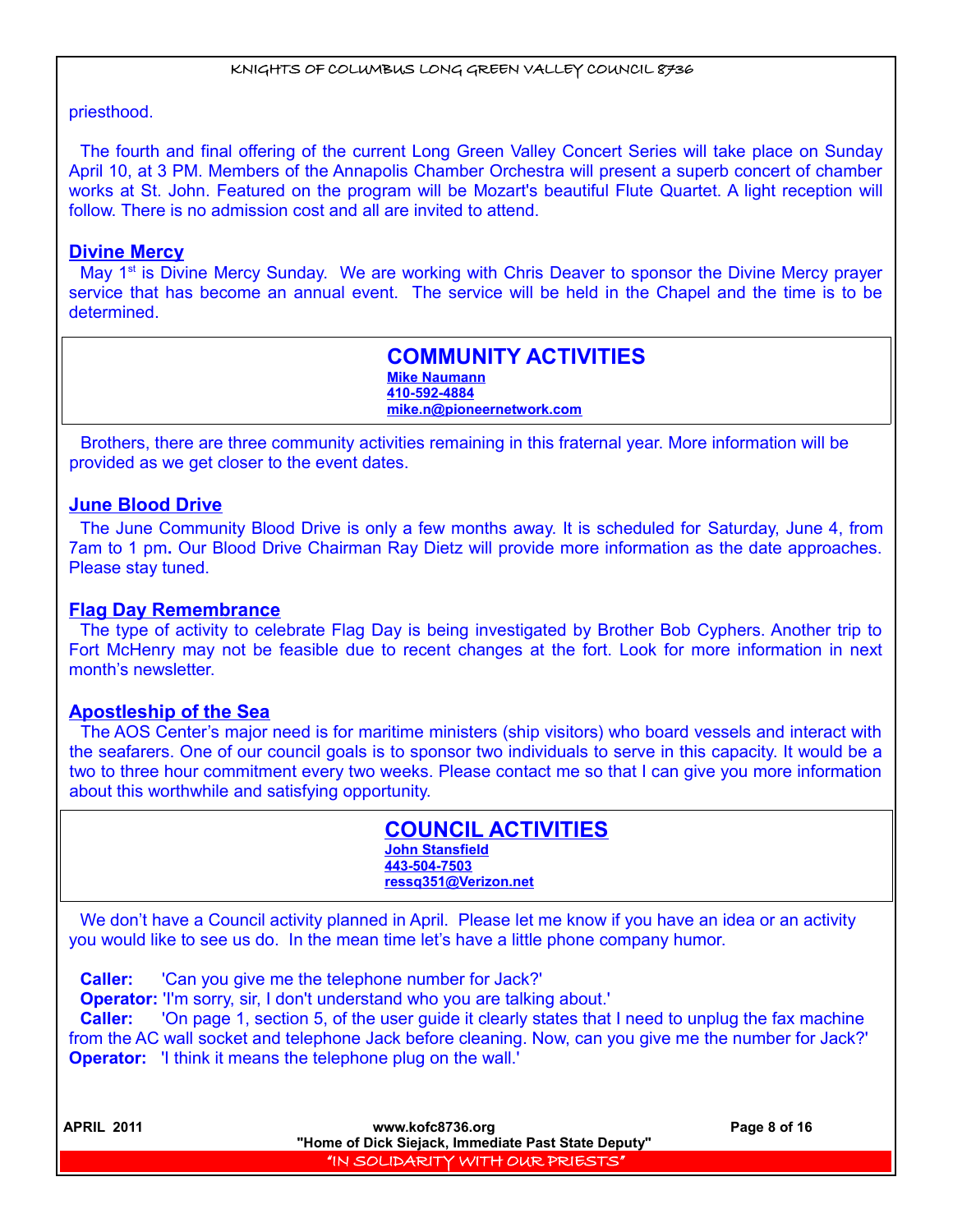priesthood.

The fourth and final offering of the current Long Green Valley Concert Series will take place on Sunday April 10, at 3 PM. Members of the Annapolis Chamber Orchestra will present a superb concert of chamber works at St. John. Featured on the program will be Mozart's beautiful Flute Quartet. A light reception will follow. There is no admission cost and all are invited to attend.

### Divine Mercy

May 1st is Divine Mercy Sunday. We are working with Chris Deaver to sponsor the Divine Mercy prayer service that has become an annual event. The service will be held in the Chapel and the time is to be determined.

## COMMUNITY ACTIVITIES

**Mike Naumann**
**410-592-4884**
**mike.n@pioneernetwork.com**

Brothers, there are three community activities remaining in this fraternal year. More information will be provided as we get closer to the event dates.

### June Blood Drive

The June Community Blood Drive is only a few months away. It is scheduled for Saturday, June 4, from 7am to 1 pm**.** Our Blood Drive Chairman Ray Dietz will provide more information as the date approaches. Please stay tuned.

### Flag Day Remembrance

The type of activity to celebrate Flag Day is being investigated by Brother Bob Cyphers. Another trip to Fort McHenry may not be feasible due to recent changes at the fort. Look for more information in next month's newsletter.

### Apostleship of the Sea

The AOS Center's major need is for maritime ministers (ship visitors) who board vessels and interact with the seafarers. One of our council goals is to sponsor two individuals to serve in this capacity. It would be a two to three hour commitment every two weeks. Please contact me so that I can give you more information about this worthwhile and satisfying opportunity.

## COUNCIL ACTIVITIES

**John Stansfield**
**443-504-7503**
**ressq351@Verizon.net**

We don't have a Council activity planned in April. Please let me know if you have an idea or an activity you would like to see us do. In the mean time let's have a little phone company humor.

**Caller:** 'Can you give me the telephone number for Jack?'
**Operator:** 'I'm sorry, sir, I don't understand who you are talking about.'
**Caller:** 'On page 1, section 5, of the user guide it clearly states that I need to unplug the fax machine from the AC wall socket and telephone Jack before cleaning. Now, can you give me the number for Jack?'
**Operator:** 'I think it means the telephone plug on the wall.'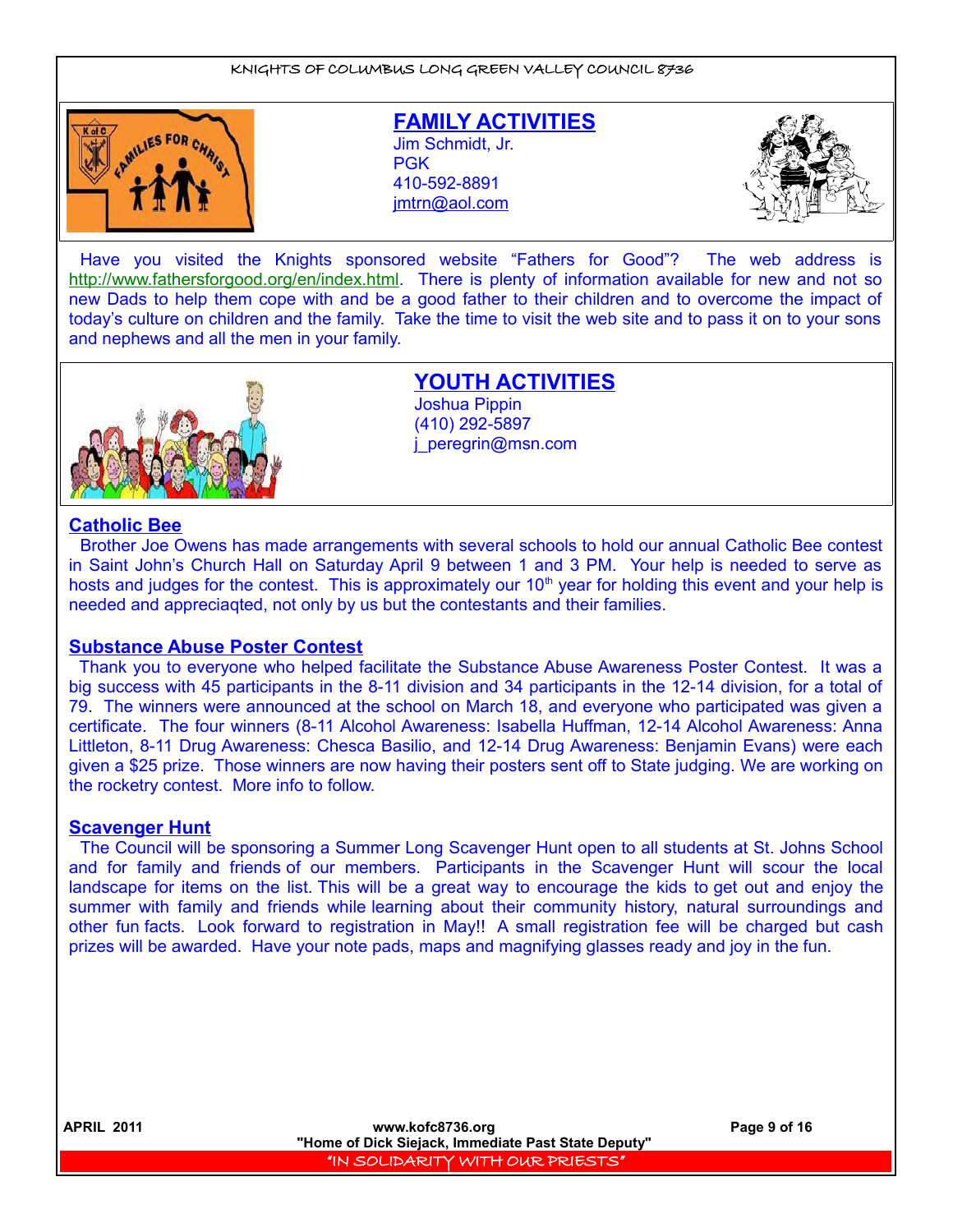## FAMILY ACTIVITIES

Jim Schmidt, Jr.
PGK
410-592-8891
jmtrn@aol.com

Have you visited the Knights sponsored website "Fathers for Good"? The web address is http://www.fathersforgood.org/en/index.html. There is plenty of information available for new and not so new Dads to help them cope with and be a good father to their children and to overcome the impact of today's culture on children and the family. Take the time to visit the web site and to pass it on to your sons and nephews and all the men in your family.

## YOUTH ACTIVITIES

Joshua Pippin
(410) 292-5897
j_peregrin@msn.com

### Catholic Bee

Brother Joe Owens has made arrangements with several schools to hold our annual Catholic Bee contest in Saint John's Church Hall on Saturday April 9 between 1 and 3 PM. Your help is needed to serve as hosts and judges for the contest. This is approximately our 10th year for holding this event and your help is needed and appreciaqted, not only by us but the contestants and their families.

### Substance Abuse Poster Contest

Thank you to everyone who helped facilitate the Substance Abuse Awareness Poster Contest. It was a big success with 45 participants in the 8-11 division and 34 participants in the 12-14 division, for a total of 79. The winners were announced at the school on March 18, and everyone who participated was given a certificate. The four winners (8-11 Alcohol Awareness: Isabella Huffman, 12-14 Alcohol Awareness: Anna Littleton, 8-11 Drug Awareness: Chesca Basilio, and 12-14 Drug Awareness: Benjamin Evans) were each given a $25 prize. Those winners are now having their posters sent off to State judging. We are working on the rocketry contest. More info to follow.

### Scavenger Hunt

The Council will be sponsoring a Summer Long Scavenger Hunt open to all students at St. Johns School and for family and friends of our members. Participants in the Scavenger Hunt will scour the local landscape for items on the list. This will be a great way to encourage the kids to get out and enjoy the summer with family and friends while learning about their community history, natural surroundings and other fun facts. Look forward to registration in May!! A small registration fee will be charged but cash prizes will be awarded. Have your note pads, maps and magnifying glasses ready and joy in the fun.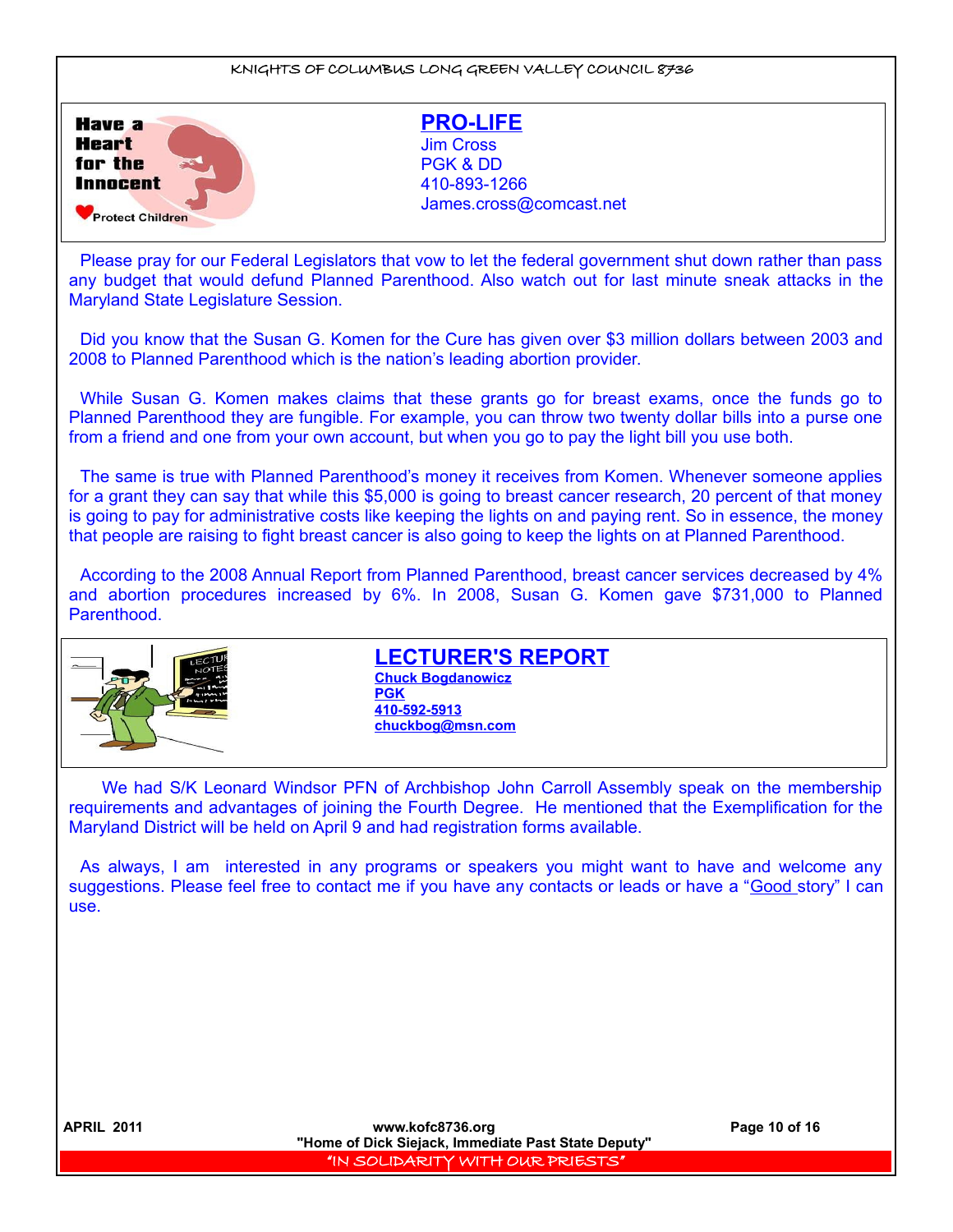## PRO-LIFE

Jim Cross
PGK & DD
410-893-1266
James.cross@comcast.net

Please pray for our Federal Legislators that vow to let the federal government shut down rather than pass any budget that would defund Planned Parenthood. Also watch out for last minute sneak attacks in the Maryland State Legislature Session.

Did you know that the Susan G. Komen for the Cure has given over $3 million dollars between 2003 and 2008 to Planned Parenthood which is the nation's leading abortion provider.

While Susan G. Komen makes claims that these grants go for breast exams, once the funds go to Planned Parenthood they are fungible. For example, you can throw two twenty dollar bills into a purse one from a friend and one from your own account, but when you go to pay the light bill you use both.

The same is true with Planned Parenthood's money it receives from Komen. Whenever someone applies for a grant they can say that while this $5,000 is going to breast cancer research, 20 percent of that money is going to pay for administrative costs like keeping the lights on and paying rent. So in essence, the money that people are raising to fight breast cancer is also going to keep the lights on at Planned Parenthood.

According to the 2008 Annual Report from Planned Parenthood, breast cancer services decreased by 4% and abortion procedures increased by 6%. In 2008, Susan G. Komen gave $731,000 to Planned Parenthood.

## LECTURER'S REPORT

Chuck Bogdanowicz
PGK
410-592-5913
chuckbog@msn.com

We had S/K Leonard Windsor PFN of Archbishop John Carroll Assembly speak on the membership requirements and advantages of joining the Fourth Degree. He mentioned that the Exemplification for the Maryland District will be held on April 9 and had registration forms available.

As always, I am interested in any programs or speakers you might want to have and welcome any suggestions. Please feel free to contact me if you have any contacts or leads or have a "Good story" I can use.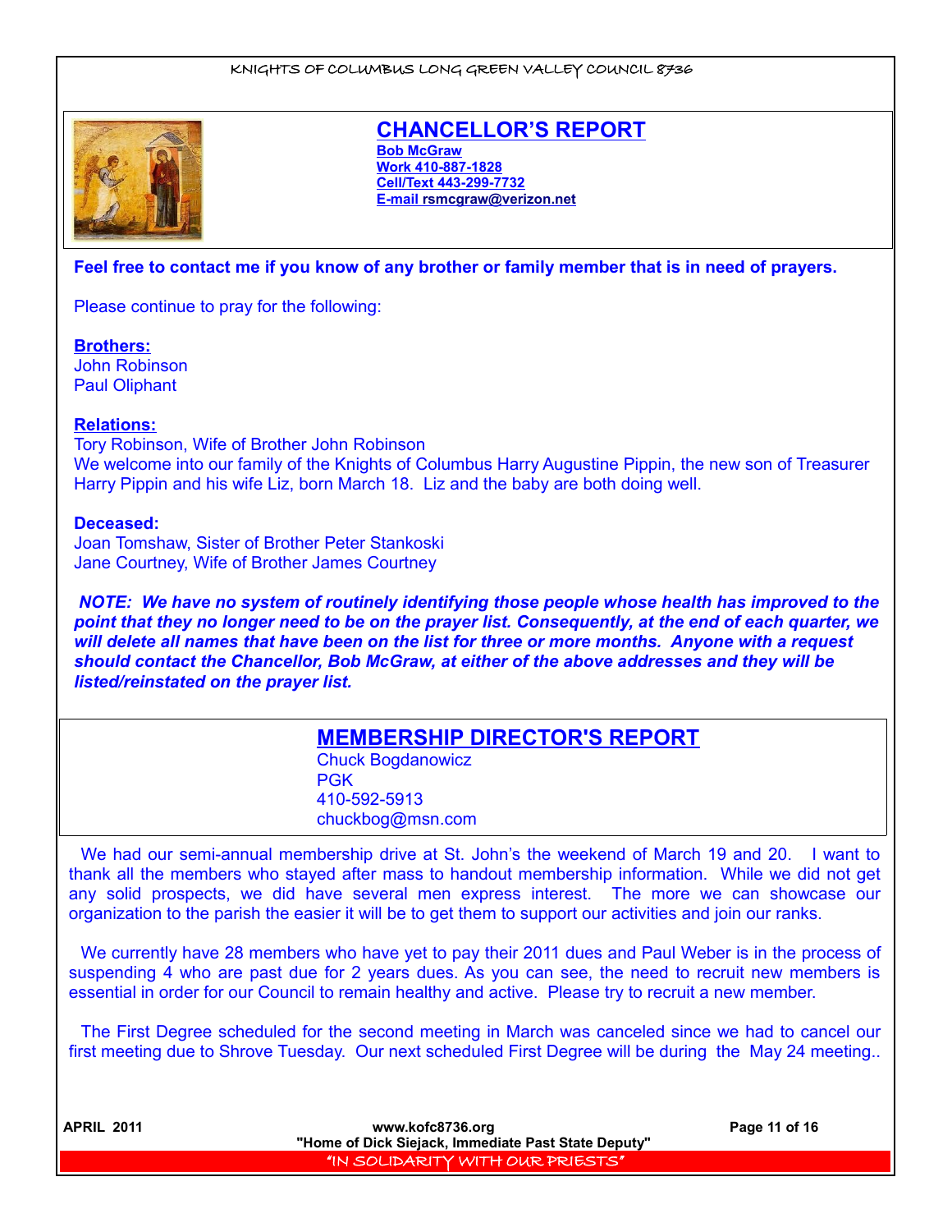## CHANCELLOR'S REPORT

**Bob McGraw**
**Work 410-887-1828**
**Cell/Text 443-299-7732**
**E-mail rsmcgraw@verizon.net**

**Feel free to contact me if you know of any brother or family member that is in need of prayers.**

Please continue to pray for the following:

**Brothers:**
John Robinson
Paul Oliphant

**Relations:**
Tory Robinson, Wife of Brother John Robinson
We welcome into our family of the Knights of Columbus Harry Augustine Pippin, the new son of Treasurer Harry Pippin and his wife Liz, born March 18. Liz and the baby are both doing well.

**Deceased:**
Joan Tomshaw, Sister of Brother Peter Stankoski
Jane Courtney, Wife of Brother James Courtney

***NOTE: We have no system of routinely identifying those people whose health has improved to the point that they no longer need to be on the prayer list. Consequently, at the end of each quarter, we will delete all names that have been on the list for three or more months. Anyone with a request should contact the Chancellor, Bob McGraw, at either of the above addresses and they will be listed/reinstated on the prayer list.***

## MEMBERSHIP DIRECTOR'S REPORT

Chuck Bogdanowicz
PGK
410-592-5913
chuckbog@msn.com

We had our semi-annual membership drive at St. John's the weekend of March 19 and 20. I want to thank all the members who stayed after mass to handout membership information. While we did not get any solid prospects, we did have several men express interest. The more we can showcase our organization to the parish the easier it will be to get them to support our activities and join our ranks.

We currently have 28 members who have yet to pay their 2011 dues and Paul Weber is in the process of suspending 4 who are past due for 2 years dues. As you can see, the need to recruit new members is essential in order for our Council to remain healthy and active. Please try to recruit a new member.

The First Degree scheduled for the second meeting in March was canceled since we had to cancel our first meeting due to Shrove Tuesday. Our next scheduled First Degree will be during the May 24 meeting..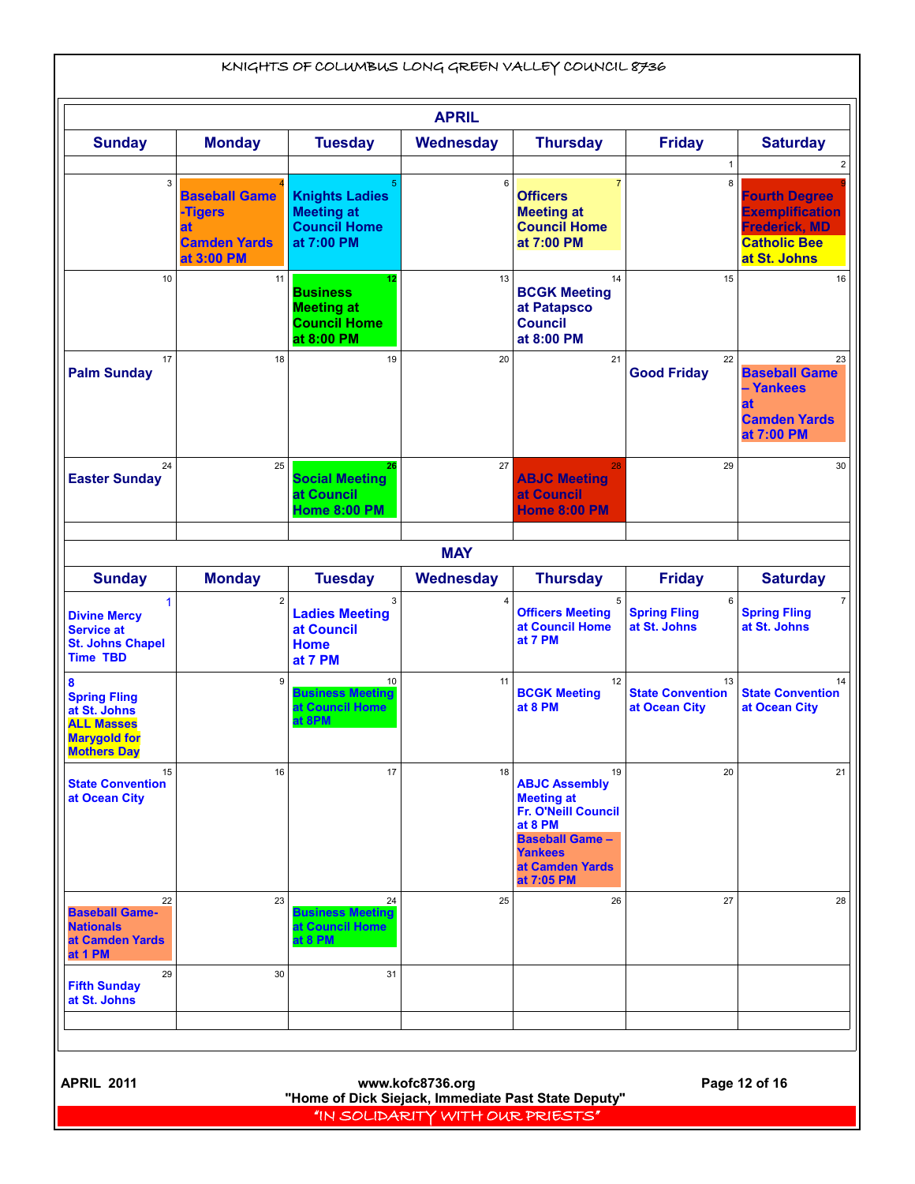KNIGHTS OF COLUMBUS LONG GREEN VALLEY COUNCIL 8736

## APRIL

| Sunday | Monday | Tuesday | Wednesday | Thursday | Friday | Saturday |
|---|---|---|---|---|---|---|
| | | | | | 1 | 2 |
| 3 | 4 **Baseball Game -Tigers at Camden Yards at 3:00 PM** | 5 **Knights Ladies Meeting at Council Home at 7:00 PM** | 6 | 7 **Officers Meeting at Council Home at 7:00 PM** | 8 | 9 **Fourth Degree Exemplification Frederick, MD** **Catholic Bee at St. Johns** |
| 10 | 11 | 12 **Business Meeting at Council Home at 8:00 PM** | 13 | 14 **BCGK Meeting at Patapsco Council at 8:00 PM** | 15 | 16 |
| 17 **Palm Sunday** | 18 | 19 | 20 | 21 | 22 **Good Friday** | 23 **Baseball Game – Yankees at Camden Yards at 7:00 PM** |
| 24 **Easter Sunday** | 25 | 26 **Social Meeting at Council Home 8:00 PM** | 27 | 28 **ABJC Meeting at Council Home 8:00 PM** | 29 | 30 |

## MAY

| Sunday | Monday | Tuesday | Wednesday | Thursday | Friday | Saturday |
|---|---|---|---|---|---|---|
| 1 **Divine Mercy Service at St. Johns Chapel Time TBD** | 2 | 3 **Ladies Meeting at Council Home at 7 PM** | 4 | 5 **Officers Meeting at Council Home at 7 PM** | 6 **Spring Fling at St. Johns** | 7 **Spring Fling at St. Johns** |
| 8 **Spring Fling at St. Johns** **ALL Masses Marygold for Mothers Day** | 9 | 10 **Business Meeting at Council Home at 8PM** | 11 | 12 **BCGK Meeting at 8 PM** | 13 **State Convention at Ocean City** | 14 **State Convention at Ocean City** |
| 15 **State Convention at Ocean City** | 16 | 17 | 18 | 19 **ABJC Assembly Meeting at Fr. O'Neill Council at 8 PM** **Baseball Game – Yankees at Camden Yards at 7:05 PM** | 20 | 21 |
| 22 **Baseball Game- Nationals at Camden Yards at 1 PM** | 23 | 24 **Business Meeting at Council Home at 8 PM** | 25 | 26 | 27 | 28 |
| 29 **Fifth Sunday at St. Johns** | 30 | 31 | | | | |

**APRIL 2011**

**www.kofc8736.org**
**"Home of Dick Siejack, Immediate Past State Deputy"**

"IN SOLIDARITY WITH OUR PRIESTS"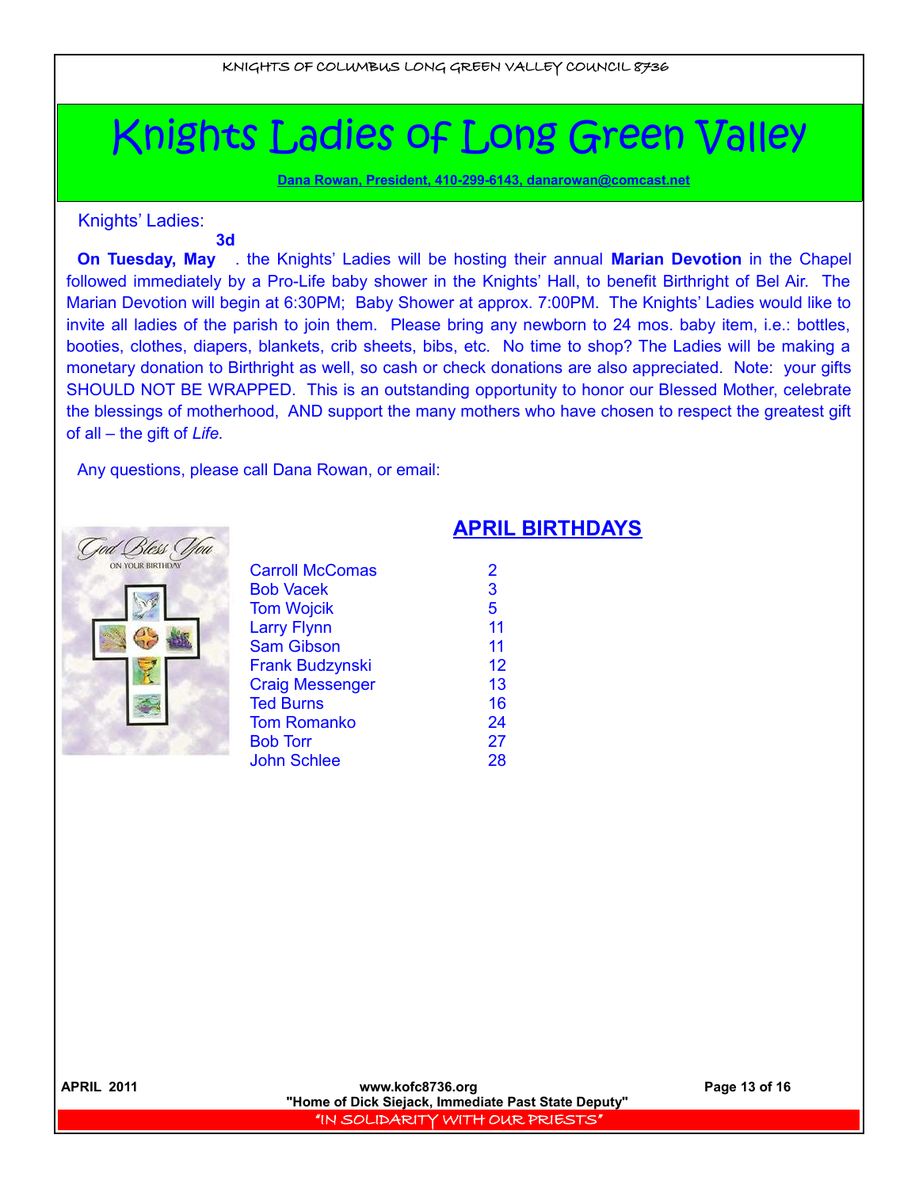# Knights Ladies of Long Green Valley

**Dana Rowan, President, 410-299-6143, danarowan@comcast.net**

Knights' Ladies:

**On Tuesday, May 3d**. the Knights' Ladies will be hosting their annual **Marian Devotion** in the Chapel followed immediately by a Pro-Life baby shower in the Knights' Hall, to benefit Birthright of Bel Air. The Marian Devotion will begin at 6:30PM; Baby Shower at approx. 7:00PM. The Knights' Ladies would like to invite all ladies of the parish to join them. Please bring any newborn to 24 mos. baby item, i.e.: bottles, booties, clothes, diapers, blankets, crib sheets, bibs, etc. No time to shop? The Ladies will be making a monetary donation to Birthright as well, so cash or check donations are also appreciated. Note: your gifts SHOULD NOT BE WRAPPED. This is an outstanding opportunity to honor our Blessed Mother, celebrate the blessings of motherhood, AND support the many mothers who have chosen to respect the greatest gift of all – the gift of *Life.*

Any questions, please call Dana Rowan, or email:

## APRIL BIRTHDAYS

| Name | Day |
|---|---|
| Carroll McComas | 2 |
| Bob Vacek | 3 |
| Tom Wojcik | 5 |
| Larry Flynn | 11 |
| Sam Gibson | 11 |
| Frank Budzynski | 12 |
| Craig Messenger | 13 |
| Ted Burns | 16 |
| Tom Romanko | 24 |
| Bob Torr | 27 |
| John Schlee | 28 |

"Home of Dick Siejack, Immediate Past State Deputy"

"IN SOLIDARITY WITH OUR PRIESTS"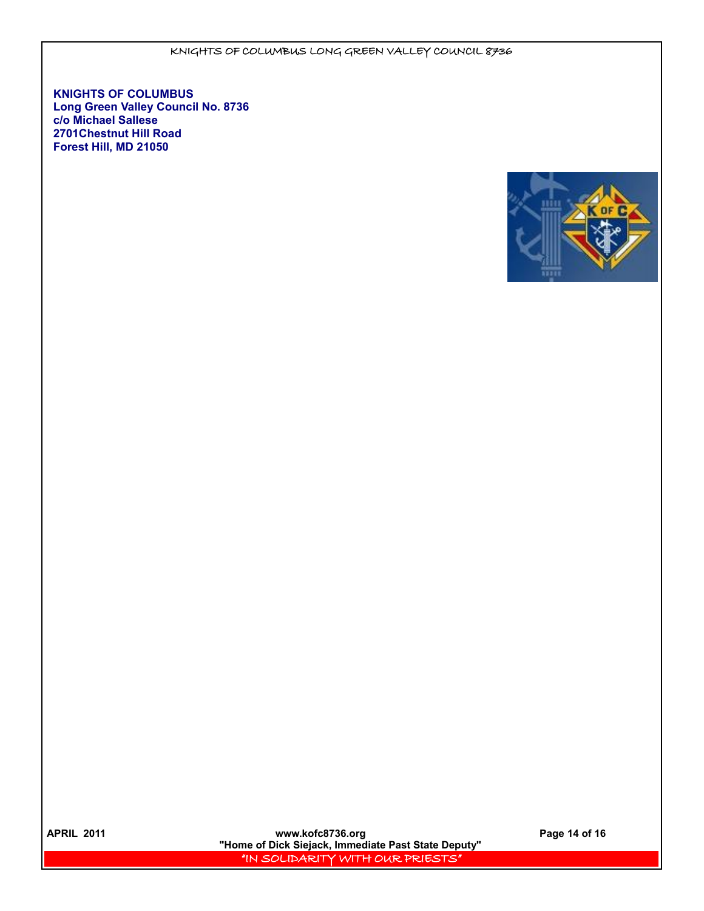**KNIGHTS OF COLUMBUS**
**Long Green Valley Council No. 8736**
**c/o Michael Sallese**
**2701Chestnut Hill Road**
**Forest Hill, MD 21050**